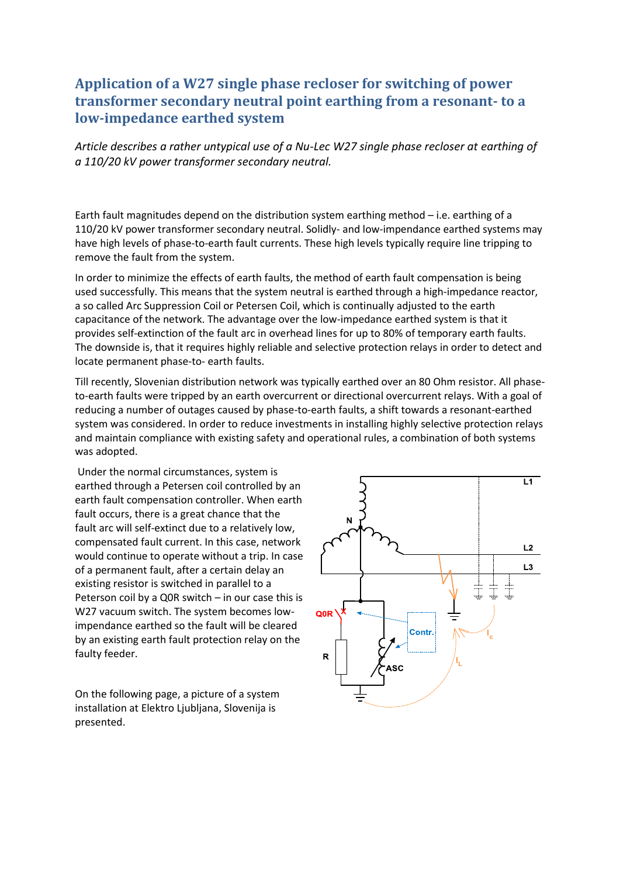# Application of a W27 single phase recloser for switching of power transformer secondary neutral point earthing from a resonant- to a low-impedance earthed system

*Article describes a rather untypical use of a Nu-Lec W27 single phase recloser at earthing of a 110/20 kV power transformer secondary neutral.*

Earth fault magnitudes depend on the distribution system earthing method – i.e. earthing of a 110/20 kV power transformer secondary neutral. Solidly- and low-impendance earthed systems may have high levels of phase-to-earth fault currents. These high levels typically require line tripping to remove the fault from the system.

In order to minimize the effects of earth faults, the method of earth fault compensation is being used successfully. This means that the system neutral is earthed through a high-impedance reactor, a so called Arc Suppression Coil or Petersen Coil, which is continually adjusted to the earth capacitance of the network. The advantage over the low-impedance earthed system is that it provides self-extinction of the fault arc in overhead lines for up to 80% of temporary earth faults. The downside is, that it requires highly reliable and selective protection relays in order to detect and locate permanent phase-to- earth faults.

Till recently, Slovenian distribution network was typically earthed over an 80 Ohm resistor. All phase-to-earth faults were tripped by an earth overcurrent or directional overcurrent relays. With a goal of reducing a number of outages caused by phase-to-earth faults, a shift towards a resonant-earthed system was considered. In order to reduce investments in installing highly selective protection relays and maintain compliance with existing safety and operational rules, a combination of both systems was adopted.

Under the normal circumstances, system is earthed through a Petersen coil controlled by an earth fault compensation controller. When earth fault occurs, there is a great chance that the fault arc will self-extinct due to a relatively low, compensated fault current. In this case, network would continue to operate without a trip. In case of a permanent fault, after a certain delay an existing resistor is switched in parallel to a Peterson coil by a Q0R switch – in our case this is W27 vacuum switch. The system becomes low-impendance earthed so the fault will be cleared by an existing earth fault protection relay on the faulty feeder.

On the following page, a picture of a system installation at Elektro Ljubljana, Slovenija is presented.